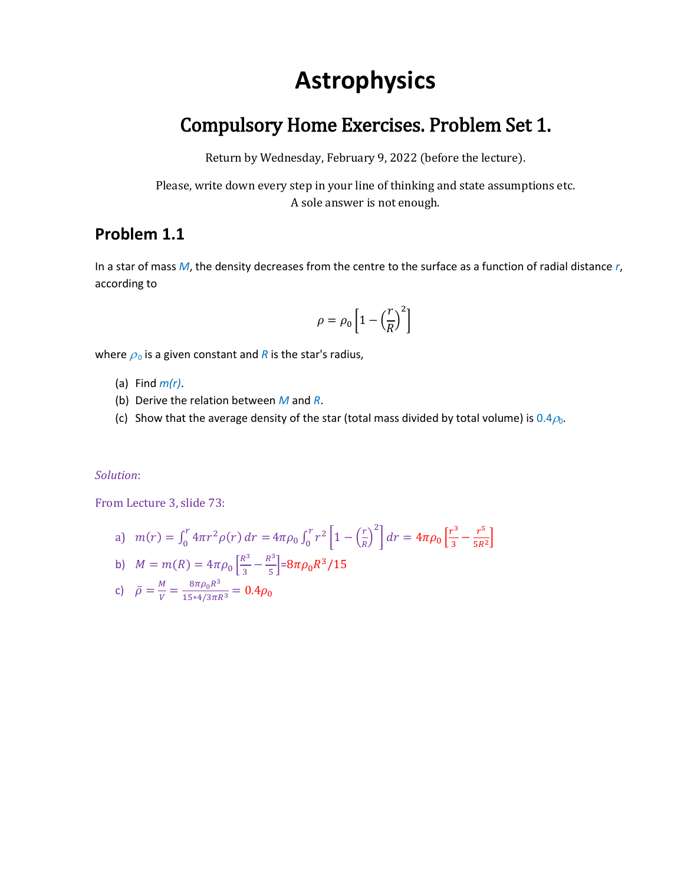# Astrophysics

## Compulsory Home Exercises. Problem Set 1.

Return by Wednesday, February 9, 2022 (before the lecture).

Please, write down every step in your line of thinking and state assumptions etc.
A sole answer is not enough.

### Problem 1.1

In a star of mass $M$, the density decreases from the centre to the surface as a function of radial distance $r$, according to

$$\rho = \rho_0 \left[1 - \left(\frac{r}{R}\right)^2\right]$$

where $\rho_0$ is a given constant and $R$ is the star's radius,

(a) Find $m(r)$.
(b) Derive the relation between $M$ and $R$.
(c) Show that the average density of the star (total mass divided by total volume) is $0.4\rho_0$.

*Solution*:

From Lecture 3, slide 73:

a) $m(r) = \int_0^r 4\pi r^2 \rho(r)\, dr = 4\pi\rho_0 \int_0^r r^2 \left[1 - \left(\frac{r}{R}\right)^2\right] dr = 4\pi\rho_0 \left[\frac{r^3}{3} - \frac{r^5}{5R^2}\right]$

b) $M = m(R) = 4\pi\rho_0 \left[\frac{R^3}{3} - \frac{R^3}{5}\right] = 8\pi\rho_0 R^3/15$

c) $\bar{\rho} = \frac{M}{V} = \frac{8\pi\rho_0 R^3}{15 * 4/3\pi R^3} = 0.4\rho_0$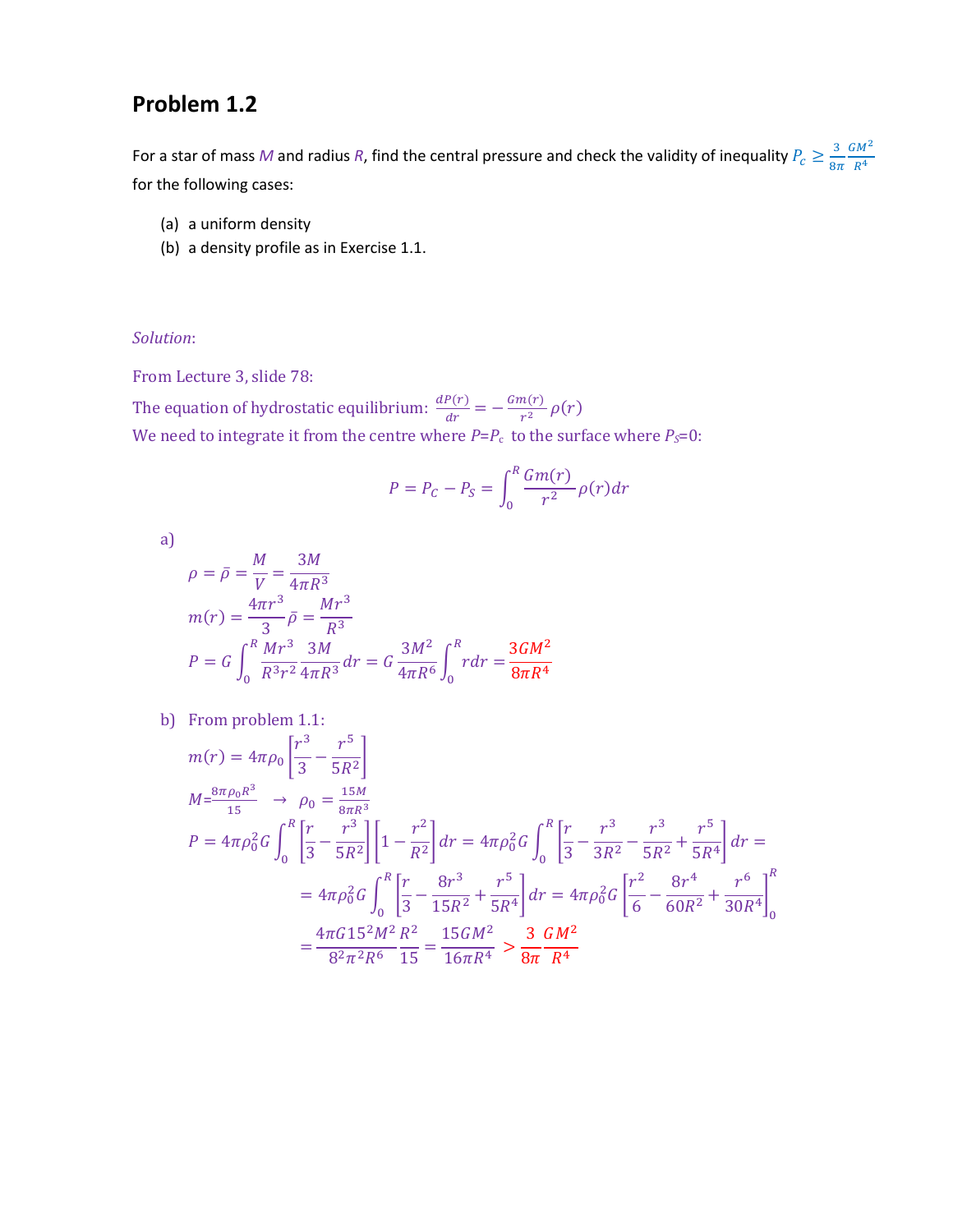## Problem 1.2

For a star of mass $M$ and radius $R$, find the central pressure and check the validity of inequality $P_c \geq \frac{3}{8\pi}\frac{GM^2}{R^4}$ for the following cases:

(a) a uniform density

(b) a density profile as in Exercise 1.1.

*Solution*:

From Lecture 3, slide 78:

The equation of hydrostatic equilibrium: $\frac{dP(r)}{dr} = -\frac{Gm(r)}{r^2}\rho(r)$

We need to integrate it from the centre where $P=P_c$ to the surface where $P_S=0$:

$$P = P_C - P_S = \int_0^R \frac{Gm(r)}{r^2}\rho(r)dr$$

a)

$$\rho = \bar{\rho} = \frac{M}{V} = \frac{3M}{4\pi R^3}$$

$$m(r) = \frac{4\pi r^3}{3}\bar{\rho} = \frac{Mr^3}{R^3}$$

$$P = G\int_0^R \frac{Mr^3}{R^3 r^2}\frac{3M}{4\pi R^3}dr = G\frac{3M^2}{4\pi R^6}\int_0^R rdr = \frac{3GM^2}{8\pi R^4}$$

b) From problem 1.1:

$$m(r) = 4\pi\rho_0\left[\frac{r^3}{3} - \frac{r^5}{5R^2}\right]$$

$$M = \frac{8\pi\rho_0 R^3}{15} \rightarrow \rho_0 = \frac{15M}{8\pi R^3}$$

$$P = 4\pi\rho_0^2 G\int_0^R\left[\frac{r}{3} - \frac{r^3}{5R^2}\right]\left[1 - \frac{r^2}{R^2}\right]dr = 4\pi\rho_0^2 G\int_0^R\left[\frac{r}{3} - \frac{r^3}{3R^2} - \frac{r^3}{5R^2} + \frac{r^5}{5R^4}\right]dr =$$

$$= 4\pi\rho_0^2 G\int_0^R\left[\frac{r}{3} - \frac{8r^3}{15R^2} + \frac{r^5}{5R^4}\right]dr = 4\pi\rho_0^2 G\left[\frac{r^2}{6} - \frac{8r^4}{60R^2} + \frac{r^6}{30R^4}\right]_0^R$$

$$= \frac{4\pi G 15^2 M^2}{8^2\pi^2 R^6}\frac{R^2}{15} = \frac{15GM^2}{16\pi R^4} > \frac{3}{8\pi}\frac{GM^2}{R^4}$$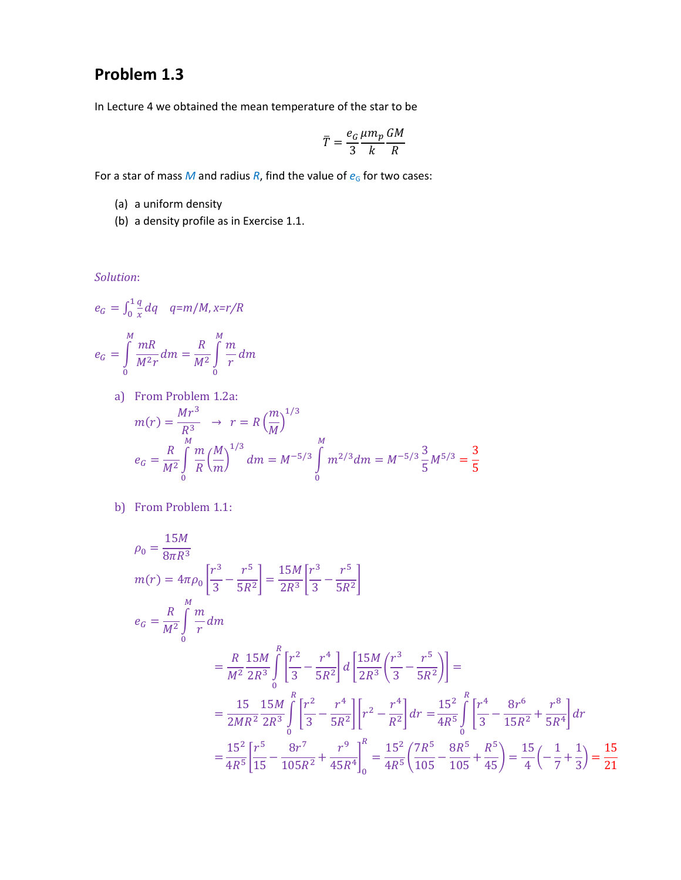# Problem 1.3

In Lecture 4 we obtained the mean temperature of the star to be

$$\bar{T} = \frac{e_G}{3}\frac{\mu m_p}{k}\frac{GM}{R}$$

For a star of mass $M$ and radius $R$, find the value of $e_G$ for two cases:

(a) a uniform density

(b) a density profile as in Exercise 1.1.

*Solution*:

$e_G = \int_0^1 \frac{q}{x} dq \quad q=m/M, x=r/R$

$$e_G = \int_0^M \frac{mR}{M^2 r} dm = \frac{R}{M^2}\int_0^M \frac{m}{r} dm$$

a) From Problem 1.2a:

$$m(r) = \frac{Mr^3}{R^3} \quad \rightarrow \quad r = R\left(\frac{m}{M}\right)^{1/3}$$

$$e_G = \frac{R}{M^2}\int_0^M \frac{m}{R}\left(\frac{M}{m}\right)^{1/3} dm = M^{-5/3}\int_0^M m^{2/3} dm = M^{-5/3}\frac{3}{5}M^{5/3} = \frac{3}{5}$$

b) From Problem 1.1:

$$\rho_0 = \frac{15M}{8\pi R^3}$$

$$m(r) = 4\pi\rho_0\left[\frac{r^3}{3} - \frac{r^5}{5R^2}\right] = \frac{15M}{2R^3}\left[\frac{r^3}{3} - \frac{r^5}{5R^2}\right]$$

$$e_G = \frac{R}{M^2}\int_0^M \frac{m}{r} dm$$

$$= \frac{R}{M^2}\frac{15M}{2R^3}\int_0^R \left[\frac{r^2}{3} - \frac{r^4}{5R^2}\right] d\left[\frac{15M}{2R^3}\left(\frac{r^3}{3} - \frac{r^5}{5R^2}\right)\right] =$$

$$= \frac{15}{2MR^2}\frac{15M}{2R^3}\int_0^R \left[\frac{r^2}{3} - \frac{r^4}{5R^2}\right]\left[r^2 - \frac{r^4}{R^2}\right] dr = \frac{15^2}{4R^5}\int_0^R \left[\frac{r^4}{3} - \frac{8r^6}{15R^2} + \frac{r^8}{5R^4}\right] dr$$

$$= \frac{15^2}{4R^5}\left[\frac{r^5}{15} - \frac{8r^7}{105R^2} + \frac{r^9}{45R^4}\right]_0^R = \frac{15^2}{4R^5}\left(\frac{7R^5}{105} - \frac{8R^5}{105} + \frac{R^5}{45}\right) = \frac{15}{4}\left(-\frac{1}{7} + \frac{1}{3}\right) = \frac{15}{21}$$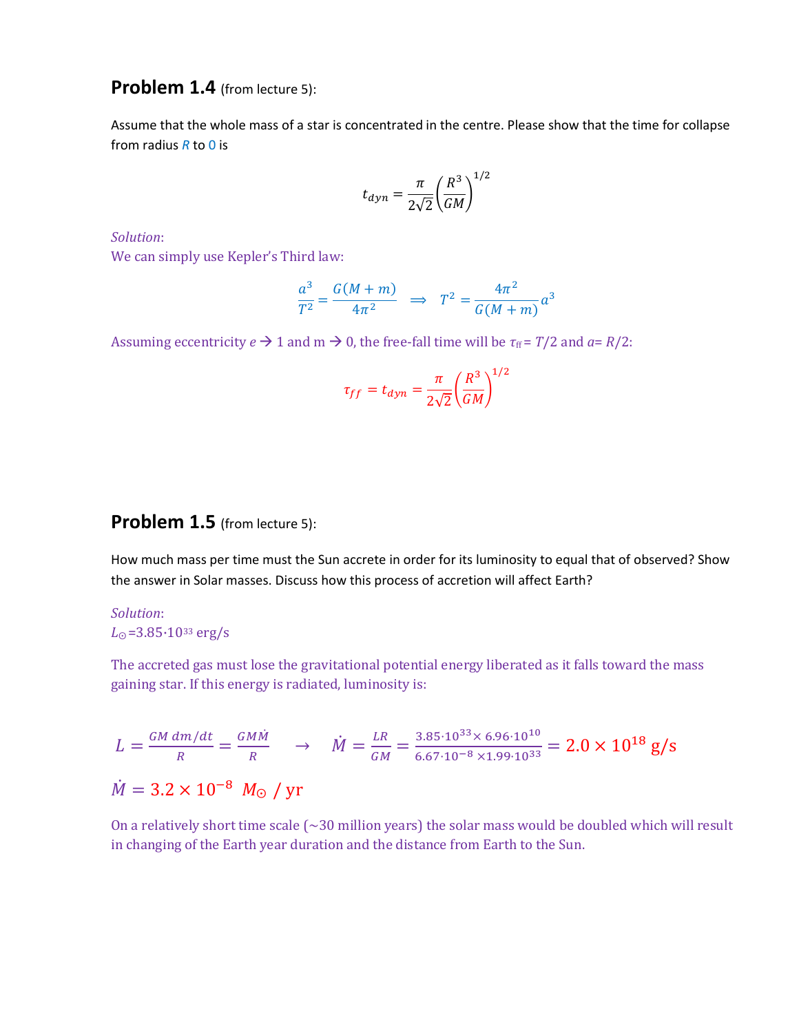## Problem 1.4 (from lecture 5):

Assume that the whole mass of a star is concentrated in the centre. Please show that the time for collapse from radius $R$ to $0$ is

$$t_{dyn} = \frac{\pi}{2\sqrt{2}}\left(\frac{R^3}{GM}\right)^{1/2}$$

*Solution*:

We can simply use Kepler's Third law:

$$\frac{a^3}{T^2} = \frac{G(M+m)}{4\pi^2} \quad \Longrightarrow \quad T^2 = \frac{4\pi^2}{G(M+m)}a^3$$

Assuming eccentricity $e \rightarrow 1$ and m $\rightarrow 0$, the free-fall time will be $\tau_{ff} = T/2$ and $a = R/2$:

$$\tau_{ff} = t_{dyn} = \frac{\pi}{2\sqrt{2}}\left(\frac{R^3}{GM}\right)^{1/2}$$

## Problem 1.5 (from lecture 5):

How much mass per time must the Sun accrete in order for its luminosity to equal that of observed? Show the answer in Solar masses. Discuss how this process of accretion will affect Earth?

*Solution*:

$L_\odot = 3.85 \cdot 10^{33}$ erg/s

The accreted gas must lose the gravitational potential energy liberated as it falls toward the mass gaining star. If this energy is radiated, luminosity is:

$$L = \frac{GM\, dm/dt}{R} = \frac{GM\dot{M}}{R} \quad \rightarrow \quad \dot{M} = \frac{LR}{GM} = \frac{3.85 \cdot 10^{33} \times 6.96 \cdot 10^{10}}{6.67 \cdot 10^{-8} \times 1.99 \cdot 10^{33}} = 2.0 \times 10^{18}\ \text{g/s}$$

$$\dot{M} = 3.2 \times 10^{-8}\ M_\odot\ /\ \text{yr}$$

On a relatively short time scale (~30 million years) the solar mass would be doubled which will result in changing of the Earth year duration and the distance from Earth to the Sun.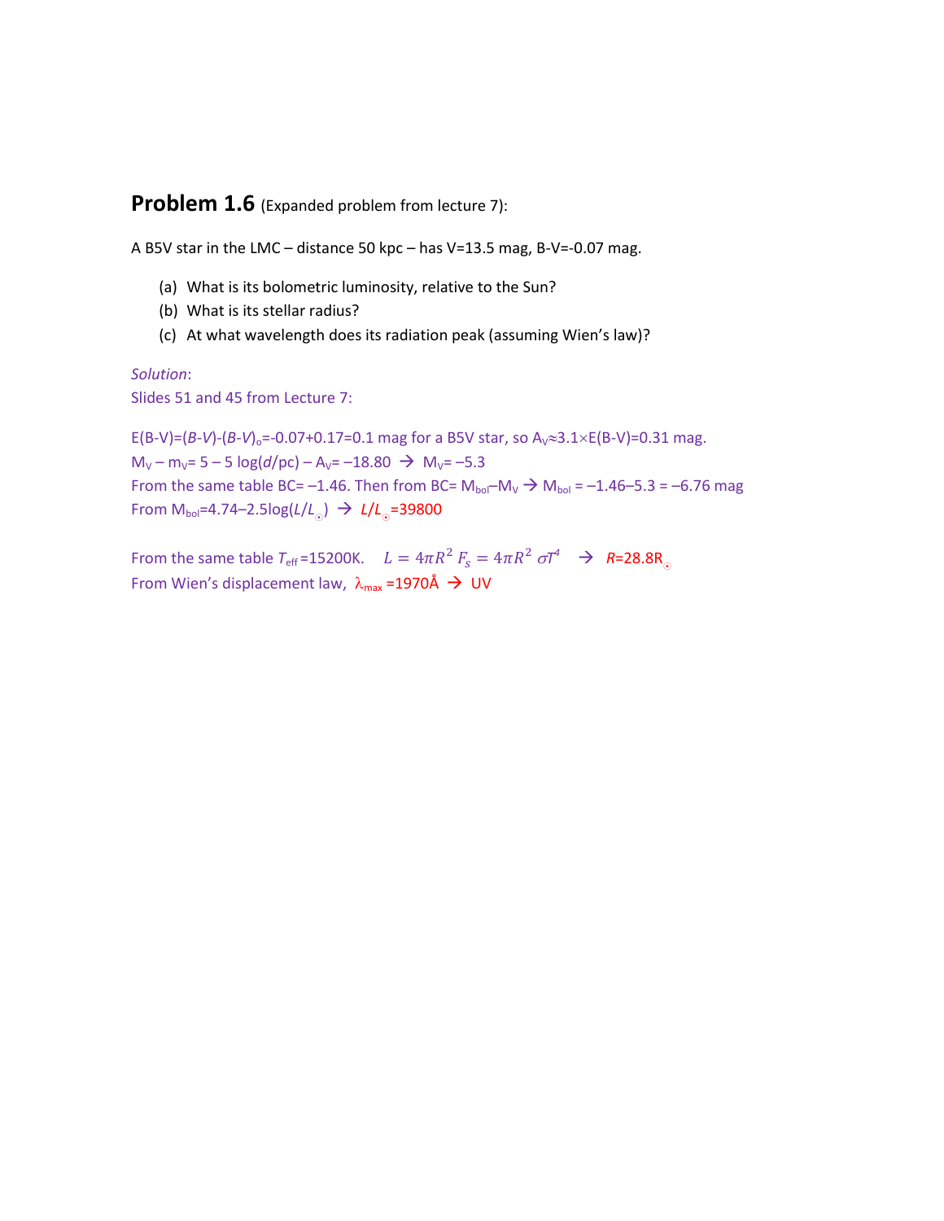**Problem 1.6** (Expanded problem from lecture 7):

A B5V star in the LMC – distance 50 kpc – has V=13.5 mag, B-V=-0.07 mag.

(a) What is its bolometric luminosity, relative to the Sun?
(b) What is its stellar radius?
(c) At what wavelength does its radiation peak (assuming Wien's law)?

*Solution*:
Slides 51 and 45 from Lecture 7:

$E(B-V)=(B-V)-(B-V)_o=-0.07+0.17=0.1$ mag for a B5V star, so $A_V \approx 3.1 \times E(B-V)=0.31$ mag.
$M_V - m_V = 5 - 5\log(d/\mathrm{pc}) - A_V = -18.80$ → $M_V = -5.3$
From the same table BC= –1.46. Then from $BC = M_{bol} - M_V$ → $M_{bol} = -1.46 - 5.3 = -6.76$ mag
From $M_{bol} = 4.74 - 2.5\log(L/L_\odot)$ → $L/L_\odot = 39800$

From the same table $T_{eff}$=15200K. $L = 4\pi R^2 F_s = 4\pi R^2 \sigma T^4$ → $R = 28.8 R_\odot$
From Wien's displacement law, $\lambda_{max}$ =1970Å → UV